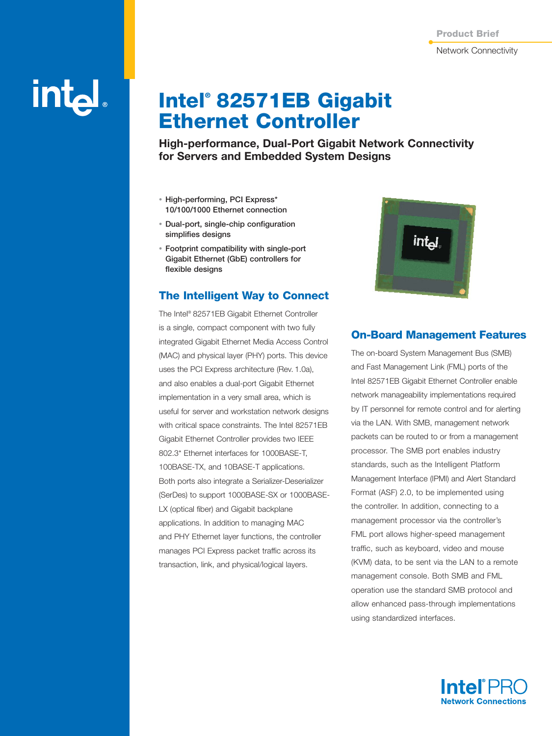Product Brief

Network Connectivity

# Intel® 82571EB Gigabit Ethernet Controller

**High-performance, Dual-Port Gigabit Network Connectivity for Servers and Embedded System Designs**

- High-performing, PCI Express* 10/100/1000 Ethernet connection
- Dual-port, single-chip configuration simplifies designs
- Footprint compatibility with single-port Gigabit Ethernet (GbE) controllers for flexible designs

## The Intelligent Way to Connect

The Intel® 82571EB Gigabit Ethernet Controller is a single, compact component with two fully integrated Gigabit Ethernet Media Access Control (MAC) and physical layer (PHY) ports. This device uses the PCI Express architecture (Rev. 1.0a), and also enables a dual-port Gigabit Ethernet implementation in a very small area, which is useful for server and workstation network designs with critical space constraints. The Intel 82571EB Gigabit Ethernet Controller provides two IEEE 802.3* Ethernet interfaces for 1000BASE-T, 100BASE-TX, and 10BASE-T applications. Both ports also integrate a Serializer-Deserializer (SerDes) to support 1000BASE-SX or 1000BASE-LX (optical fiber) and Gigabit backplane applications. In addition to managing MAC and PHY Ethernet layer functions, the controller manages PCI Express packet traffic across its transaction, link, and physical/logical layers.

## On-Board Management Features

The on-board System Management Bus (SMB) and Fast Management Link (FML) ports of the Intel 82571EB Gigabit Ethernet Controller enable network manageability implementations required by IT personnel for remote control and for alerting via the LAN. With SMB, management network packets can be routed to or from a management processor. The SMB port enables industry standards, such as the Intelligent Platform Management Interface (IPMI) and Alert Standard Format (ASF) 2.0, to be implemented using the controller. In addition, connecting to a management processor via the controller's FML port allows higher-speed management traffic, such as keyboard, video and mouse (KVM) data, to be sent via the LAN to a remote management console. Both SMB and FML operation use the standard SMB protocol and allow enhanced pass-through implementations using standardized interfaces.

Intel® PRO Network Connections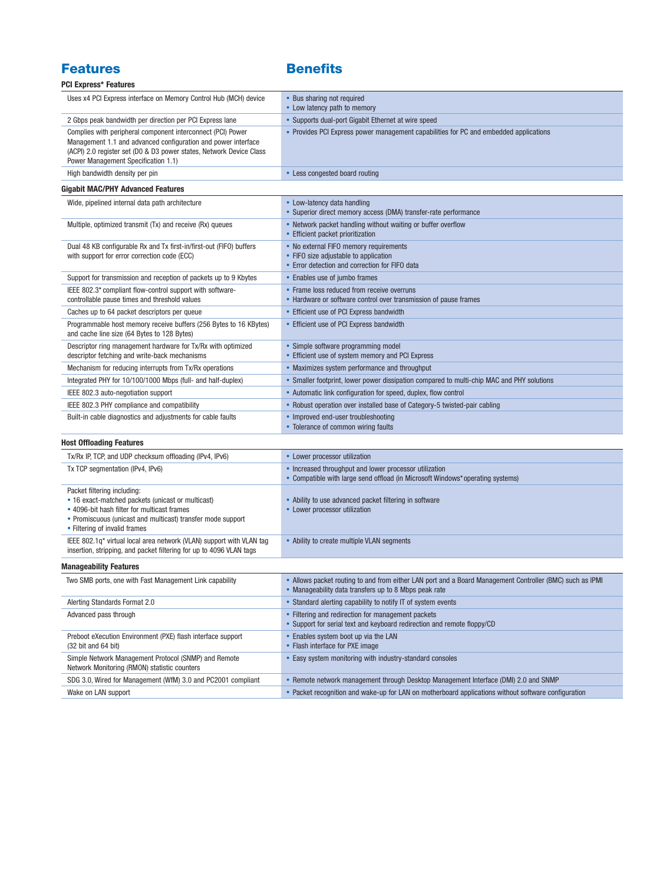## Features / Benefits

### PCI Express* Features

| Features | Benefits |
|---|---|
| Uses x4 PCI Express interface on Memory Control Hub (MCH) device | • Bus sharing not required<br>• Low latency path to memory |
| 2 Gbps peak bandwidth per direction per PCI Express lane | • Supports dual-port Gigabit Ethernet at wire speed |
| Complies with peripheral component interconnect (PCI) Power Management 1.1 and advanced configuration and power interface (ACPI) 2.0 register set (D0 & D3 power states, Network Device Class Power Management Specification 1.1) | • Provides PCI Express power management capabilities for PC and embedded applications |
| High bandwidth density per pin | • Less congested board routing |

### Gigabit MAC/PHY Advanced Features

| Features | Benefits |
|---|---|
| Wide, pipelined internal data path architecture | • Low-latency data handling<br>• Superior direct memory access (DMA) transfer-rate performance |
| Multiple, optimized transmit (Tx) and receive (Rx) queues | • Network packet handling without waiting or buffer overflow<br>• Efficient packet prioritization |
| Dual 48 KB configurable Rx and Tx first-in/first-out (FIFO) buffers with support for error correction code (ECC) | • No external FIFO memory requirements<br>• FIFO size adjustable to application<br>• Error detection and correction for FIFO data |
| Support for transmission and reception of packets up to 9 Kbytes | • Enables use of jumbo frames |
| IEEE 802.3* compliant flow-control support with software-controllable pause times and threshold values | • Frame loss reduced from receive overruns<br>• Hardware or software control over transmission of pause frames |
| Caches up to 64 packet descriptors per queue | • Efficient use of PCI Express bandwidth |
| Programmable host memory receive buffers (256 Bytes to 16 KBytes) and cache line size (64 Bytes to 128 Bytes) | • Efficient use of PCI Express bandwidth |
| Descriptor ring management hardware for Tx/Rx with optimized descriptor fetching and write-back mechanisms | • Simple software programming model<br>• Efficient use of system memory and PCI Express |
| Mechanism for reducing interrupts from Tx/Rx operations | • Maximizes system performance and throughput |
| Integrated PHY for 10/100/1000 Mbps (full- and half-duplex) | • Smaller footprint, lower power dissipation compared to multi-chip MAC and PHY solutions |
| IEEE 802.3 auto-negotiation support | • Automatic link configuration for speed, duplex, flow control |
| IEEE 802.3 PHY compliance and compatibility | • Robust operation over installed base of Category-5 twisted-pair cabling |
| Built-in cable diagnostics and adjustments for cable faults | • Improved end-user troubleshooting<br>• Tolerance of common wiring faults |

### Host Offloading Features

| Features | Benefits |
|---|---|
| Tx/Rx IP, TCP, and UDP checksum offloading (IPv4, IPv6) | • Lower processor utilization |
| Tx TCP segmentation (IPv4, IPv6) | • Increased throughput and lower processor utilization<br>• Compatible with large send offload (in Microsoft Windows* operating systems) |
| Packet filtering including:<br>• 16 exact-matched packets (unicast or multicast)<br>• 4096-bit hash filter for multicast frames<br>• Promiscuous (unicast and multicast) transfer mode support<br>• Filtering of invalid frames | • Ability to use advanced packet filtering in software<br>• Lower processor utilization |
| IEEE 802.1q* virtual local area network (VLAN) support with VLAN tag insertion, stripping, and packet filtering for up to 4096 VLAN tags | • Ability to create multiple VLAN segments |

### Manageability Features

| Features | Benefits |
|---|---|
| Two SMB ports, one with Fast Management Link capability | • Allows packet routing to and from either LAN port and a Board Management Controller (BMC) such as IPMI<br>• Manageability data transfers up to 8 Mbps peak rate |
| Alerting Standards Format 2.0 | • Standard alerting capability to notify IT of system events |
| Advanced pass through | • Filtering and redirection for management packets<br>• Support for serial text and keyboard redirection and remote floppy/CD |
| Preboot eXecution Environment (PXE) flash interface support (32 bit and 64 bit) | • Enables system boot up via the LAN<br>• Flash interface for PXE image |
| Simple Network Management Protocol (SNMP) and Remote Network Monitoring (RMON) statistic counters | • Easy system monitoring with industry-standard consoles |
| SDG 3.0, Wired for Management (WfM) 3.0 and PC2001 compliant | • Remote network management through Desktop Management Interface (DMI) 2.0 and SNMP |
| Wake on LAN support | • Packet recognition and wake-up for LAN on motherboard applications without software configuration |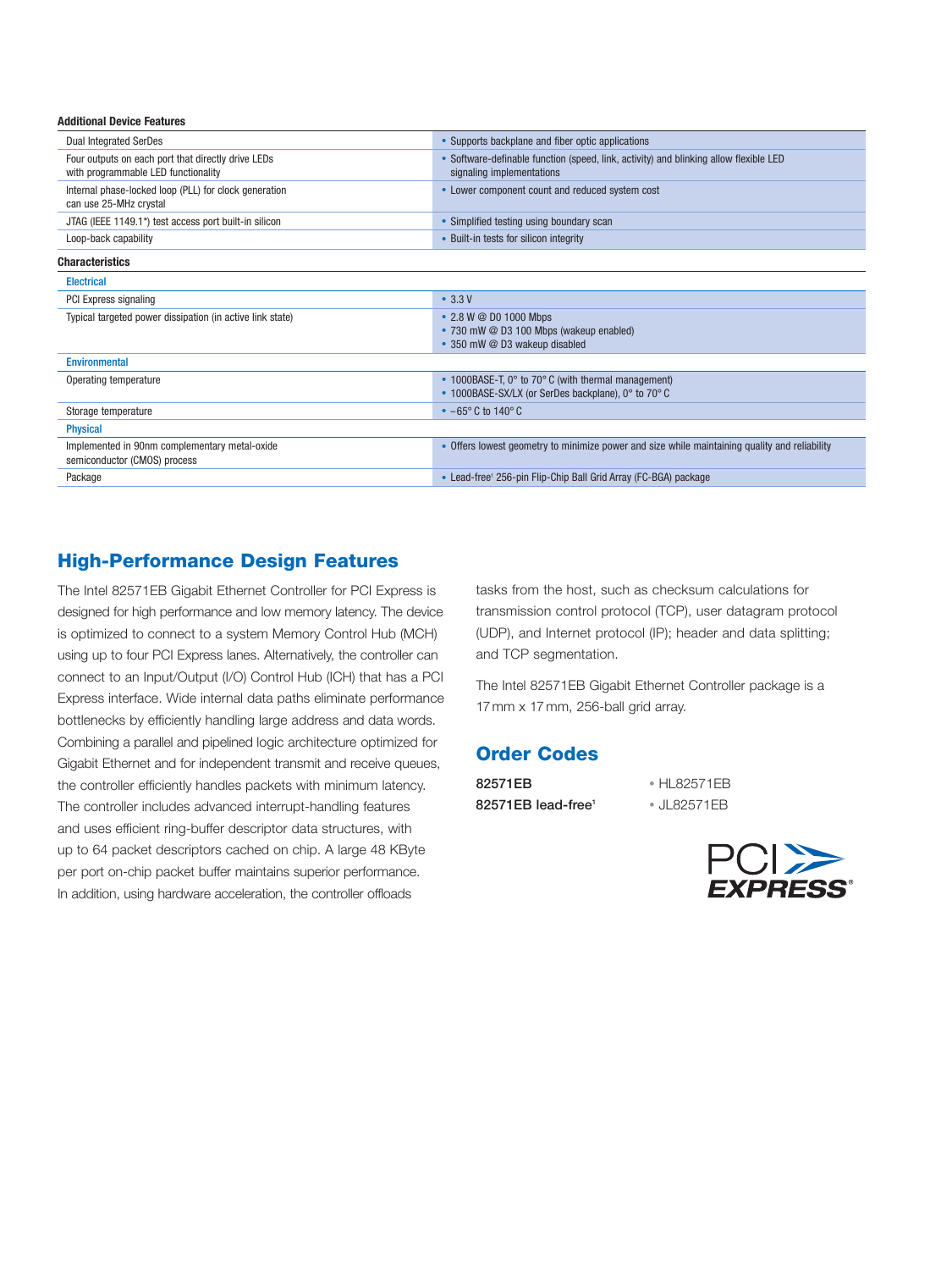**Additional Device Features**

| | |
|---|---|
| Dual Integrated SerDes | • Supports backplane and fiber optic applications |
| Four outputs on each port that directly drive LEDs with programmable LED functionality | • Software-definable function (speed, link, activity) and blinking allow flexible LED signaling implementations |
| Internal phase-locked loop (PLL) for clock generation can use 25-MHz crystal | • Lower component count and reduced system cost |
| JTAG (IEEE 1149.1*) test access port built-in silicon | • Simplified testing using boundary scan |
| Loop-back capability | • Built-in tests for silicon integrity |

**Characteristics**

| | |
|---|---|
| **Electrical** | |
| PCI Express signaling | • 3.3 V |
| Typical targeted power dissipation (in active link state) | • 2.8 W @ D0 1000 Mbps<br>• 730 mW @ D3 100 Mbps (wakeup enabled)<br>• 350 mW @ D3 wakeup disabled |
| **Environmental** | |
| Operating temperature | • 1000BASE-T, 0° to 70° C (with thermal management)<br>• 1000BASE-SX/LX (or SerDes backplane), 0° to 70° C |
| Storage temperature | • −65° C to 140° C |
| **Physical** | |
| Implemented in 90nm complementary metal-oxide semiconductor (CMOS) process | • Offers lowest geometry to minimize power and size while maintaining quality and reliability |
| Package | • Lead-free[1] 256-pin Flip-Chip Ball Grid Array (FC-BGA) package |

## High-Performance Design Features

The Intel 82571EB Gigabit Ethernet Controller for PCI Express is designed for high performance and low memory latency. The device is optimized to connect to a system Memory Control Hub (MCH) using up to four PCI Express lanes. Alternatively, the controller can connect to an Input/Output (I/O) Control Hub (ICH) that has a PCI Express interface. Wide internal data paths eliminate performance bottlenecks by efficiently handling large address and data words. Combining a parallel and pipelined logic architecture optimized for Gigabit Ethernet and for independent transmit and receive queues, the controller efficiently handles packets with minimum latency. The controller includes advanced interrupt-handling features and uses efficient ring-buffer descriptor data structures, with up to 64 packet descriptors cached on chip. A large 48 KByte per port on-chip packet buffer maintains superior performance. In addition, using hardware acceleration, the controller offloads tasks from the host, such as checksum calculations for transmission control protocol (TCP), user datagram protocol (UDP), and Internet protocol (IP); header and data splitting; and TCP segmentation.

The Intel 82571EB Gigabit Ethernet Controller package is a 17 mm x 17 mm, 256-ball grid array.

## Order Codes

| | |
|---|---|
| **82571EB** | • HL82571EB |
| **82571EB lead-free[1]** | • JL82571EB |

PCI EXPRESS®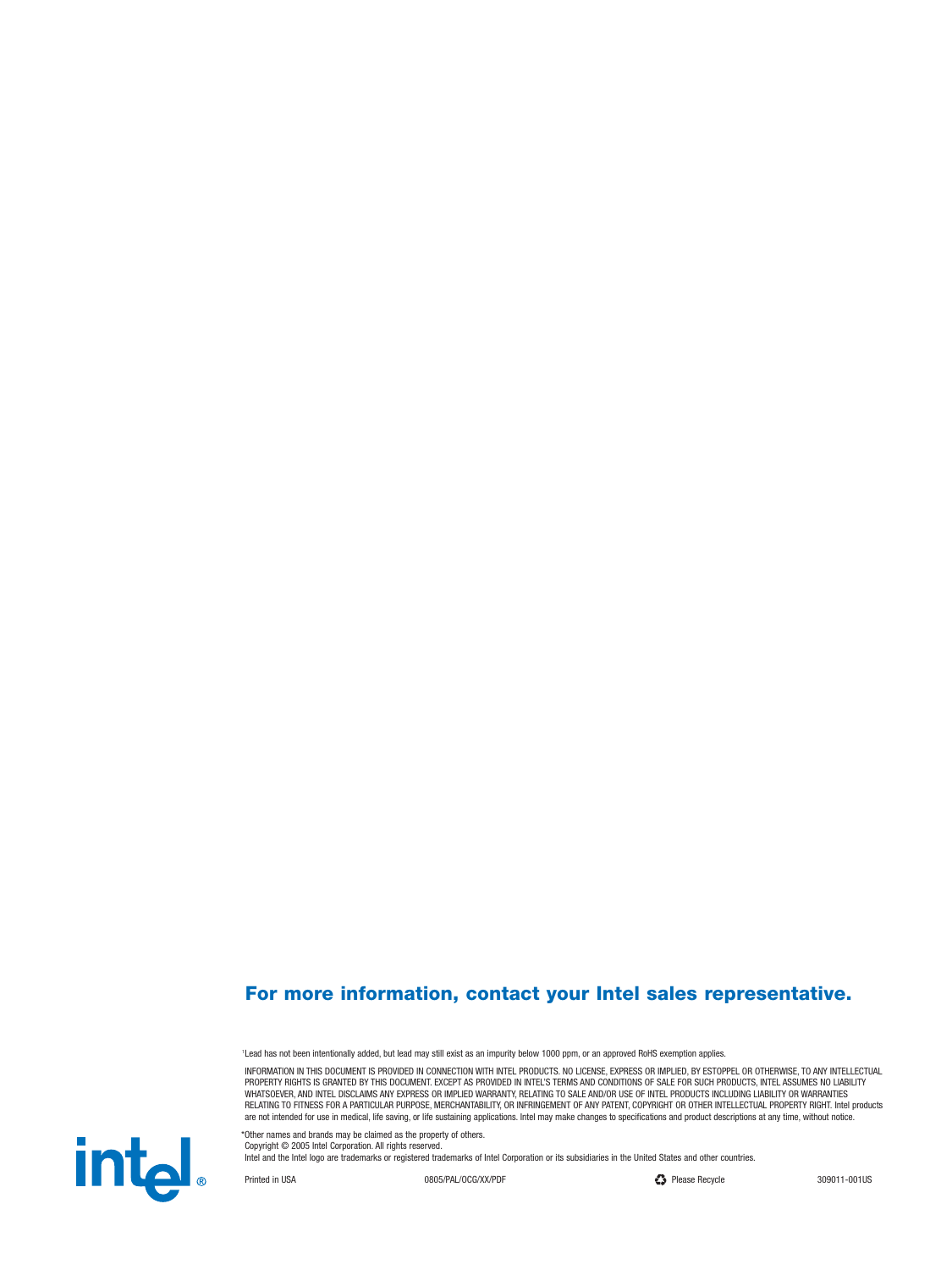## For more information, contact your Intel sales representative.

[1]Lead has not been intentionally added, but lead may still exist as an impurity below 1000 ppm, or an approved RoHS exemption applies.

INFORMATION IN THIS DOCUMENT IS PROVIDED IN CONNECTION WITH INTEL PRODUCTS. NO LICENSE, EXPRESS OR IMPLIED, BY ESTOPPEL OR OTHERWISE, TO ANY INTELLECTUAL PROPERTY RIGHTS IS GRANTED BY THIS DOCUMENT. EXCEPT AS PROVIDED IN INTEL'S TERMS AND CONDITIONS OF SALE FOR SUCH PRODUCTS, INTEL ASSUMES NO LIABILITY WHATSOEVER, AND INTEL DISCLAIMS ANY EXPRESS OR IMPLIED WARRANTY, RELATING TO SALE AND/OR USE OF INTEL PRODUCTS INCLUDING LIABILITY OR WARRANTIES RELATING TO FITNESS FOR A PARTICULAR PURPOSE, MERCHANTABILITY, OR INFRINGEMENT OF ANY PATENT, COPYRIGHT OR OTHER INTELLECTUAL PROPERTY RIGHT. Intel products are not intended for use in medical, life saving, or life sustaining applications. Intel may make changes to specifications and product descriptions at any time, without notice.

*Other names and brands may be claimed as the property of others.
Copyright © 2005 Intel Corporation. All rights reserved.
Intel and the Intel logo are trademarks or registered trademarks of Intel Corporation or its subsidiaries in the United States and other countries.

Printed in USA 0805/PAL/OCG/XX/PDF Please Recycle 309011-001US